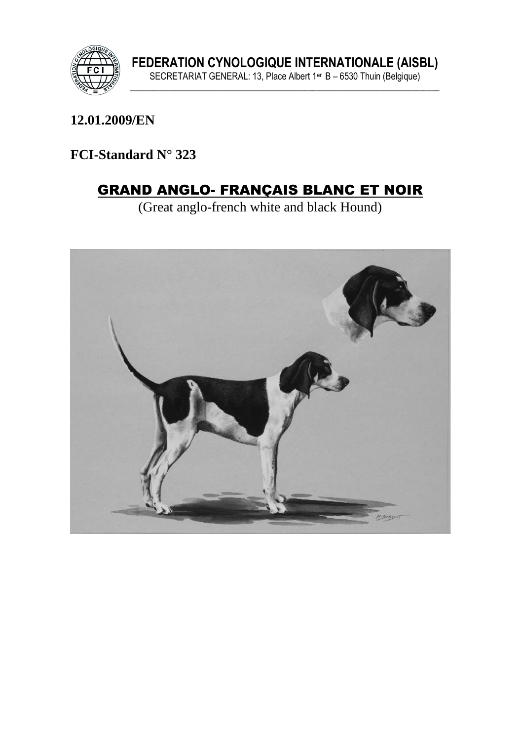**FEDERATION CYNOLOGIQUE INTERNATIONALE (AISBL)**

SECRETARIAT GENERAL: 13, Place Albert 1er B – 6530 Thuin (Belgique)

**12.01.2009/EN**

**FCI-Standard N° 323**

# GRAND ANGLO- FRANÇAIS BLANC ET NOIR

(Great anglo-french white and black Hound)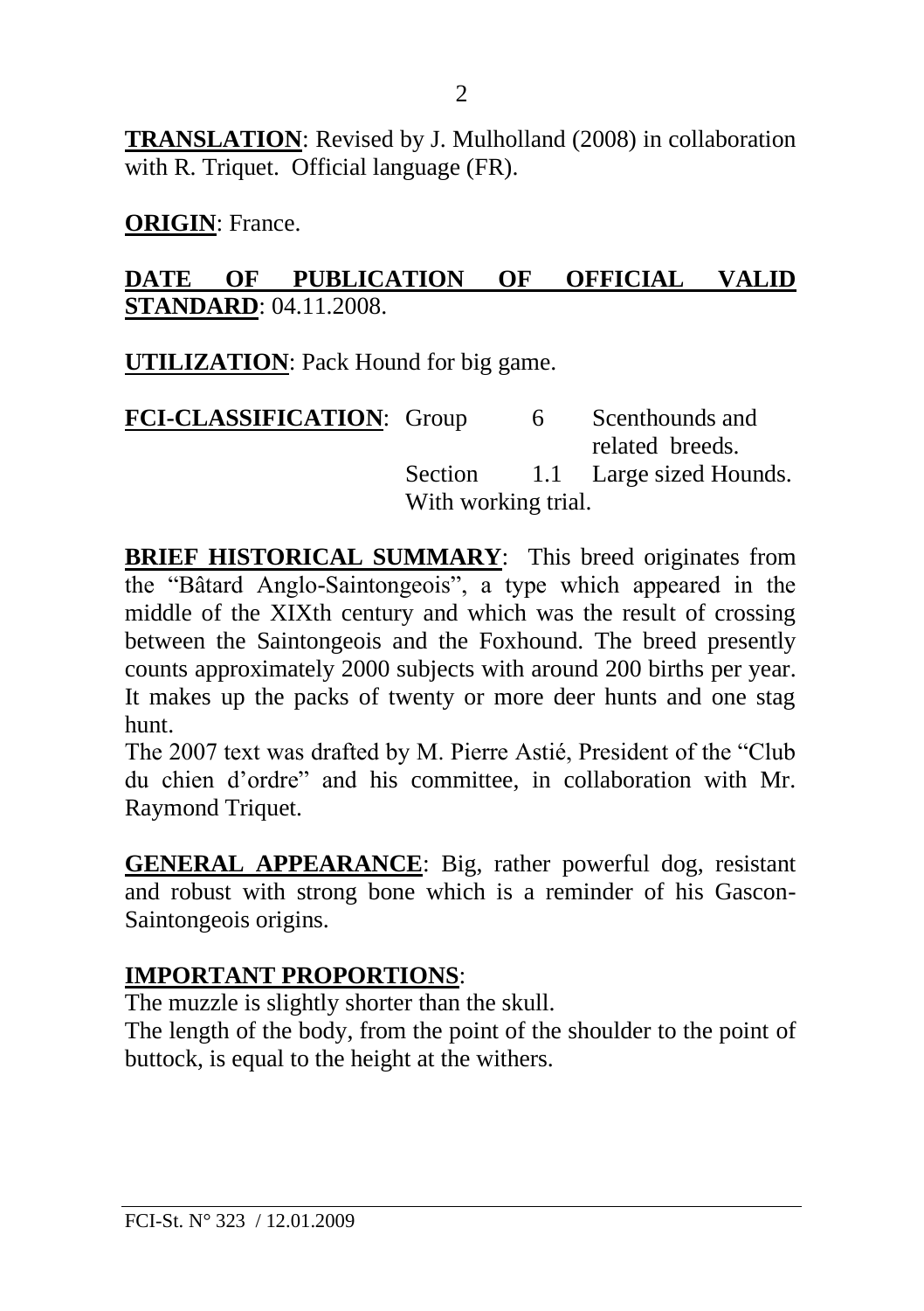**TRANSLATION**: Revised by J. Mulholland (2008) in collaboration with R. Triquet. Official language (FR).

**ORIGIN**: France.

**DATE OF PUBLICATION OF OFFICIAL VALID STANDARD**: 04.11.2008.

**UTILIZATION**: Pack Hound for big game.

**FCI-CLASSIFICATION**: Group 6 Scenthounds and related breeds.
Section 1.1 Large sized Hounds.
With working trial.

**BRIEF HISTORICAL SUMMARY**: This breed originates from the "Bâtard Anglo-Saintongeois", a type which appeared in the middle of the XIXth century and which was the result of crossing between the Saintongeois and the Foxhound. The breed presently counts approximately 2000 subjects with around 200 births per year. It makes up the packs of twenty or more deer hunts and one stag hunt.
The 2007 text was drafted by M. Pierre Astié, President of the "Club du chien d'ordre" and his committee, in collaboration with Mr. Raymond Triquet.

**GENERAL APPEARANCE**: Big, rather powerful dog, resistant and robust with strong bone which is a reminder of his Gascon-Saintongeois origins.

**IMPORTANT PROPORTIONS**:
The muzzle is slightly shorter than the skull.
The length of the body, from the point of the shoulder to the point of buttock, is equal to the height at the withers.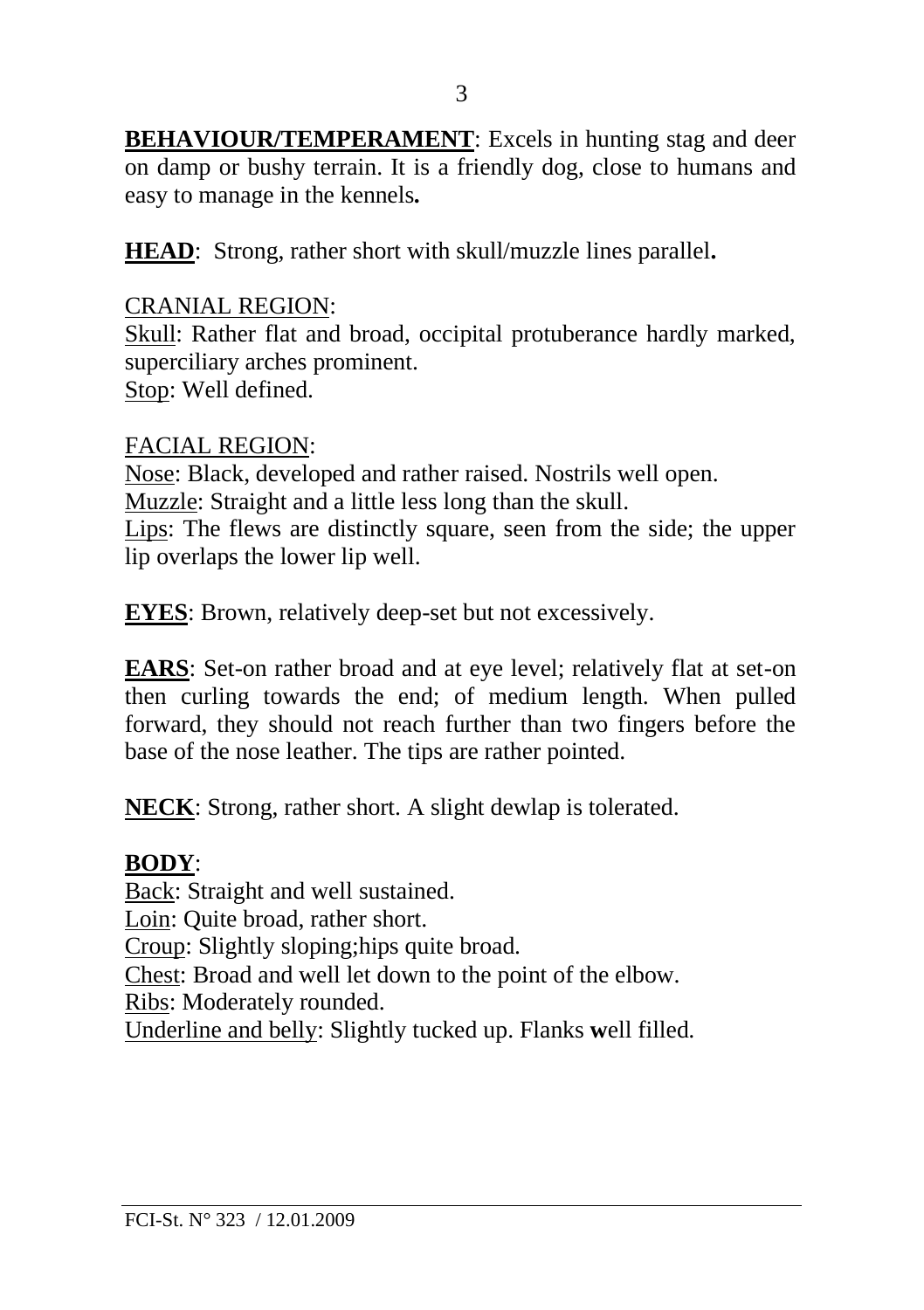**BEHAVIOUR/TEMPERAMENT**: Excels in hunting stag and deer on damp or bushy terrain. It is a friendly dog, close to humans and easy to manage in the kennels**.**

**HEAD**: Strong, rather short with skull/muzzle lines parallel**.**

CRANIAL REGION:
Skull: Rather flat and broad, occipital protuberance hardly marked, superciliary arches prominent.
Stop: Well defined.

FACIAL REGION:
Nose: Black, developed and rather raised. Nostrils well open.
Muzzle: Straight and a little less long than the skull.
Lips: The flews are distinctly square, seen from the side; the upper lip overlaps the lower lip well.

**EYES**: Brown, relatively deep-set but not excessively.

**EARS**: Set-on rather broad and at eye level; relatively flat at set-on then curling towards the end; of medium length. When pulled forward, they should not reach further than two fingers before the base of the nose leather. The tips are rather pointed.

**NECK**: Strong, rather short. A slight dewlap is tolerated.

**BODY**:
Back: Straight and well sustained.
Loin: Quite broad, rather short.
Croup: Slightly sloping;hips quite broad.
Chest: Broad and well let down to the point of the elbow.
Ribs: Moderately rounded.
Underline and belly: Slightly tucked up. Flanks **w**ell filled.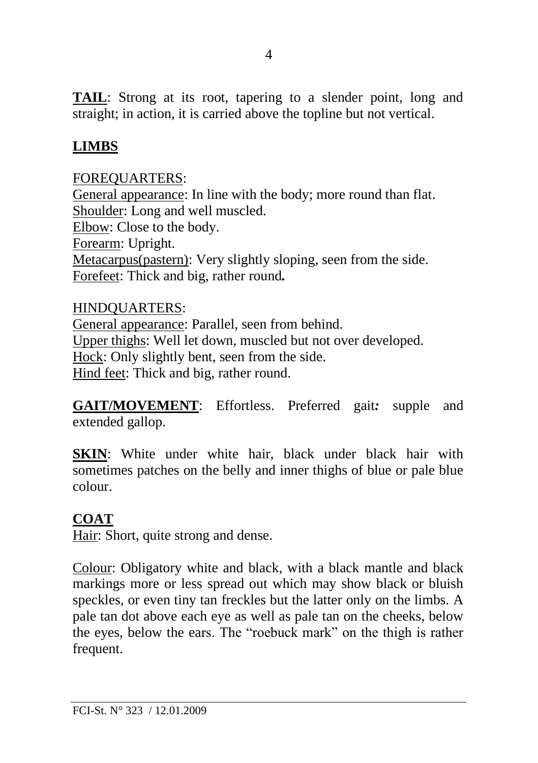**TAIL**: Strong at its root, tapering to a slender point, long and straight; in action, it is carried above the topline but not vertical.

## LIMBS

FOREQUARTERS:
General appearance: In line with the body; more round than flat.
Shoulder: Long and well muscled.
Elbow: Close to the body.
Forearm: Upright.
Metacarpus(pastern): Very slightly sloping, seen from the side.
Forefeet: Thick and big, rather round**.**

HINDQUARTERS:
General appearance: Parallel, seen from behind.
Upper thighs: Well let down, muscled but not over developed.
Hock: Only slightly bent, seen from the side.
Hind feet: Thick and big, rather round.

**GAIT/MOVEMENT**: Effortless. Preferred gait***:*** supple and extended gallop.

**SKIN**: White under white hair, black under black hair with sometimes patches on the belly and inner thighs of blue or pale blue colour.

## COAT

Hair: Short, quite strong and dense.

Colour: Obligatory white and black, with a black mantle and black markings more or less spread out which may show black or bluish speckles, or even tiny tan freckles but the latter only on the limbs. A pale tan dot above each eye as well as pale tan on the cheeks, below the eyes, below the ears. The "roebuck mark" on the thigh is rather frequent.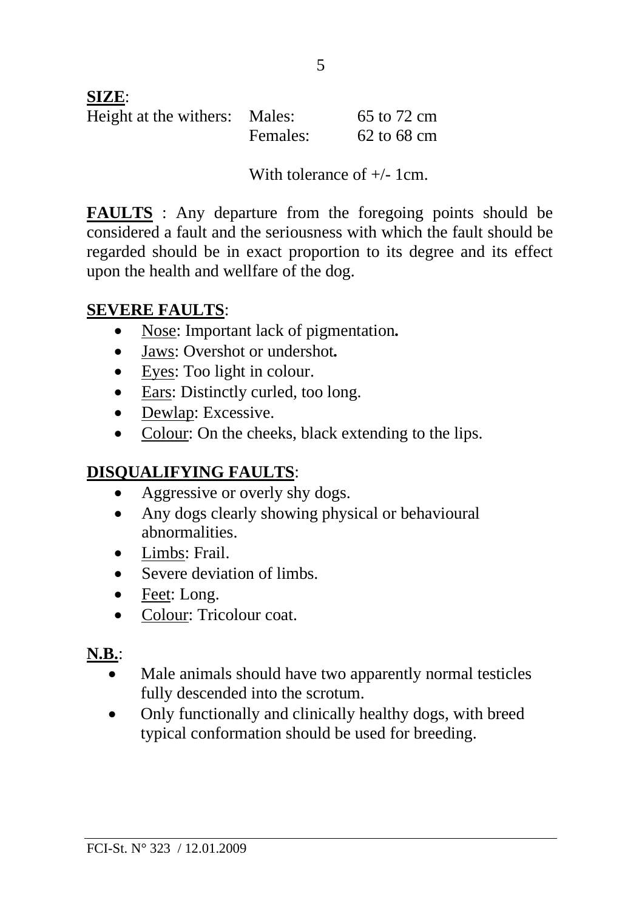**SIZE**:

| Height at the withers: | Males: | 65 to 72 cm |
| --- | --- | --- |
| | Females: | 62 to 68 cm |

With tolerance of +/- 1cm.

**FAULTS** : Any departure from the foregoing points should be considered a fault and the seriousness with which the fault should be regarded should be in exact proportion to its degree and its effect upon the health and wellfare of the dog.

**SEVERE FAULTS**:

- Nose: Important lack of pigmentation**.**
- Jaws: Overshot or undershot**.**
- Eyes: Too light in colour.
- Ears: Distinctly curled, too long.
- Dewlap: Excessive.
- Colour: On the cheeks, black extending to the lips.

**DISQUALIFYING FAULTS**:

- Aggressive or overly shy dogs.
- Any dogs clearly showing physical or behavioural abnormalities.
- Limbs: Frail.
- Severe deviation of limbs.
- Feet: Long.
- Colour: Tricolour coat.

**N.B.**:

- Male animals should have two apparently normal testicles fully descended into the scrotum.
- Only functionally and clinically healthy dogs, with breed typical conformation should be used for breeding.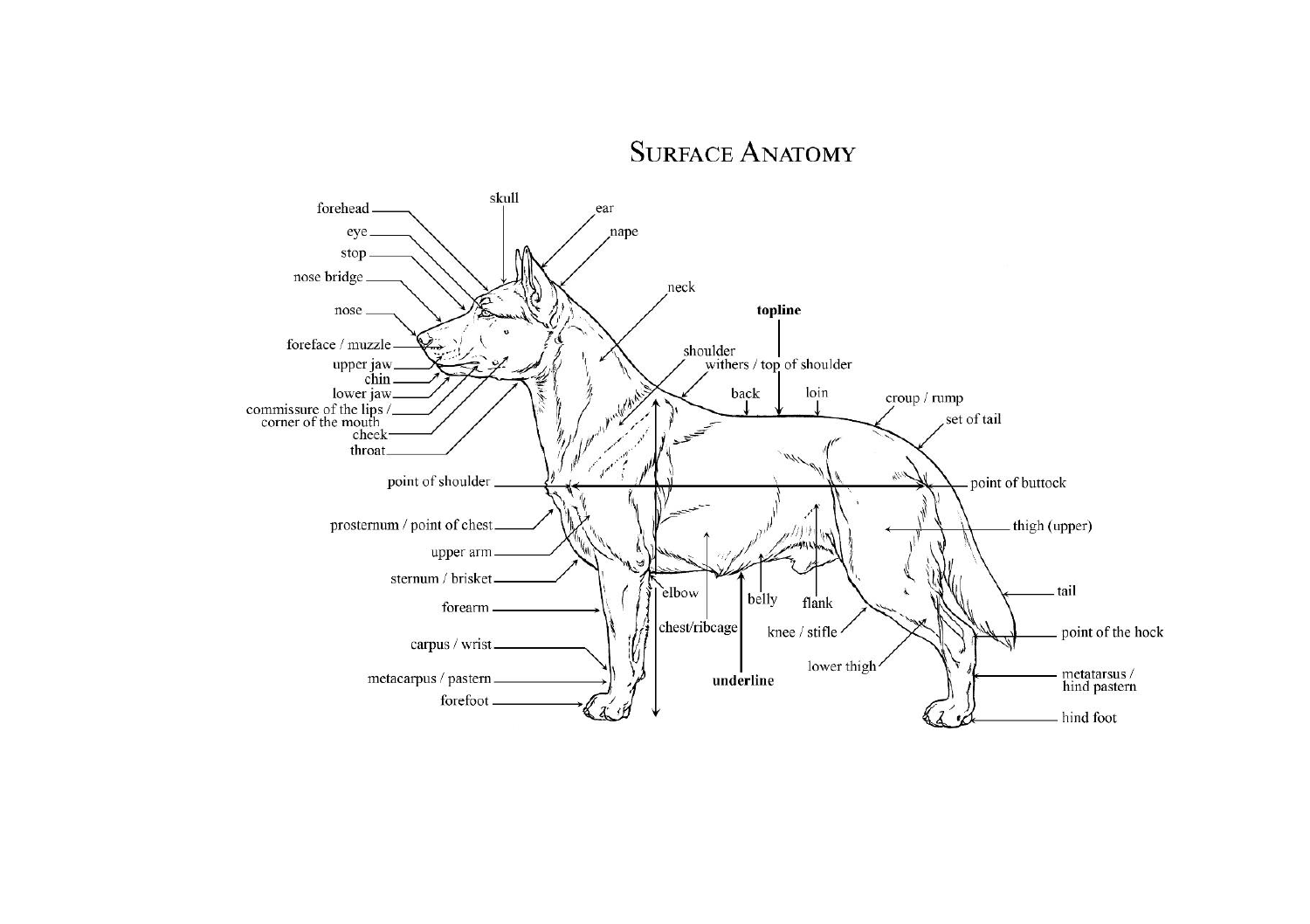# Surface Anatomy

forehead
skull
ear
nape
eye
stop
nose bridge
nose
foreface / muzzle
upper jaw
chin
lower jaw
commissure of the lips / corner of the mouth
cheek
throat
neck
topline
shoulder
withers / top of shoulder
back
loin
croup / rump
set of tail
point of shoulder
point of buttock
prosternum / point of chest
thigh (upper)
upper arm
sternum / brisket
elbow
belly
flank
tail
forearm
chest/ribcage
knee / stifle
point of the hock
carpus / wrist
lower thigh
underline
metacarpus / pastern
metatarsus / hind pastern
forefoot
hind foot